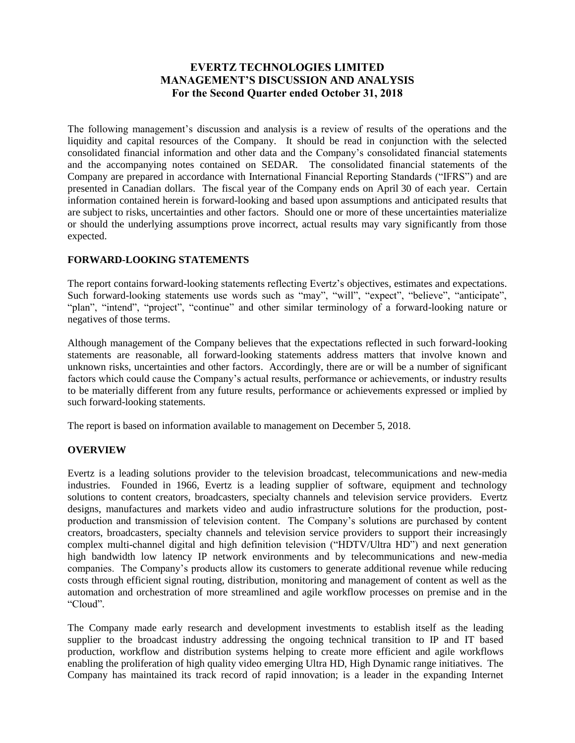# EVERTZ TECHNOLOGIES LIMITED
# MANAGEMENT'S DISCUSSION AND ANALYSIS
## For the Second Quarter ended October 31, 2018

The following management's discussion and analysis is a review of results of the operations and the liquidity and capital resources of the Company. It should be read in conjunction with the selected consolidated financial information and other data and the Company's consolidated financial statements and the accompanying notes contained on SEDAR. The consolidated financial statements of the Company are prepared in accordance with International Financial Reporting Standards ("IFRS") and are presented in Canadian dollars. The fiscal year of the Company ends on April 30 of each year. Certain information contained herein is forward-looking and based upon assumptions and anticipated results that are subject to risks, uncertainties and other factors. Should one or more of these uncertainties materialize or should the underlying assumptions prove incorrect, actual results may vary significantly from those expected.

### FORWARD-LOOKING STATEMENTS

The report contains forward-looking statements reflecting Evertz's objectives, estimates and expectations. Such forward-looking statements use words such as "may", "will", "expect", "believe", "anticipate", "plan", "intend", "project", "continue" and other similar terminology of a forward-looking nature or negatives of those terms.

Although management of the Company believes that the expectations reflected in such forward-looking statements are reasonable, all forward-looking statements address matters that involve known and unknown risks, uncertainties and other factors. Accordingly, there are or will be a number of significant factors which could cause the Company's actual results, performance or achievements, or industry results to be materially different from any future results, performance or achievements expressed or implied by such forward-looking statements.

The report is based on information available to management on December 5, 2018.

### OVERVIEW

Evertz is a leading solutions provider to the television broadcast, telecommunications and new-media industries. Founded in 1966, Evertz is a leading supplier of software, equipment and technology solutions to content creators, broadcasters, specialty channels and television service providers. Evertz designs, manufactures and markets video and audio infrastructure solutions for the production, post-production and transmission of television content. The Company's solutions are purchased by content creators, broadcasters, specialty channels and television service providers to support their increasingly complex multi-channel digital and high definition television ("HDTV/Ultra HD") and next generation high bandwidth low latency IP network environments and by telecommunications and new-media companies. The Company's products allow its customers to generate additional revenue while reducing costs through efficient signal routing, distribution, monitoring and management of content as well as the automation and orchestration of more streamlined and agile workflow processes on premise and in the "Cloud".

The Company made early research and development investments to establish itself as the leading supplier to the broadcast industry addressing the ongoing technical transition to IP and IT based production, workflow and distribution systems helping to create more efficient and agile workflows enabling the proliferation of high quality video emerging Ultra HD, High Dynamic range initiatives. The Company has maintained its track record of rapid innovation; is a leader in the expanding Internet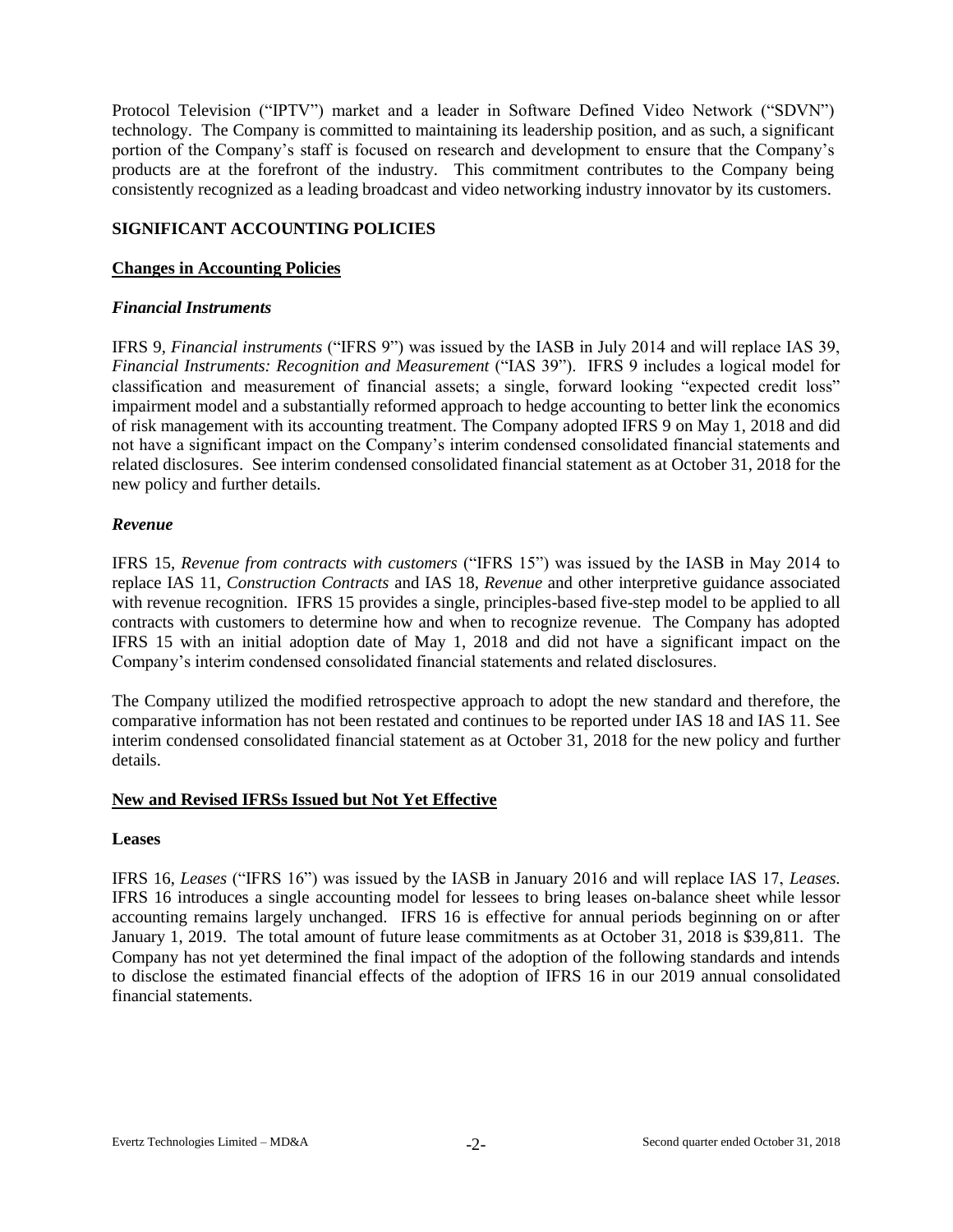Protocol Television ("IPTV") market and a leader in Software Defined Video Network ("SDVN") technology. The Company is committed to maintaining its leadership position, and as such, a significant portion of the Company's staff is focused on research and development to ensure that the Company's products are at the forefront of the industry. This commitment contributes to the Company being consistently recognized as a leading broadcast and video networking industry innovator by its customers.

## SIGNIFICANT ACCOUNTING POLICIES

### Changes in Accounting Policies

#### *Financial Instruments*

IFRS 9, *Financial instruments* ("IFRS 9") was issued by the IASB in July 2014 and will replace IAS 39, *Financial Instruments: Recognition and Measurement* ("IAS 39"). IFRS 9 includes a logical model for classification and measurement of financial assets; a single, forward looking "expected credit loss" impairment model and a substantially reformed approach to hedge accounting to better link the economics of risk management with its accounting treatment. The Company adopted IFRS 9 on May 1, 2018 and did not have a significant impact on the Company's interim condensed consolidated financial statements and related disclosures. See interim condensed consolidated financial statement as at October 31, 2018 for the new policy and further details.

#### *Revenue*

IFRS 15, *Revenue from contracts with customers* ("IFRS 15") was issued by the IASB in May 2014 to replace IAS 11, *Construction Contracts* and IAS 18, *Revenue* and other interpretive guidance associated with revenue recognition. IFRS 15 provides a single, principles-based five-step model to be applied to all contracts with customers to determine how and when to recognize revenue. The Company has adopted IFRS 15 with an initial adoption date of May 1, 2018 and did not have a significant impact on the Company's interim condensed consolidated financial statements and related disclosures.

The Company utilized the modified retrospective approach to adopt the new standard and therefore, the comparative information has not been restated and continues to be reported under IAS 18 and IAS 11. See interim condensed consolidated financial statement as at October 31, 2018 for the new policy and further details.

### New and Revised IFRSs Issued but Not Yet Effective

#### Leases

IFRS 16, *Leases* ("IFRS 16") was issued by the IASB in January 2016 and will replace IAS 17, *Leases.* IFRS 16 introduces a single accounting model for lessees to bring leases on-balance sheet while lessor accounting remains largely unchanged. IFRS 16 is effective for annual periods beginning on or after January 1, 2019. The total amount of future lease commitments as at October 31, 2018 is $39,811. The Company has not yet determined the final impact of the adoption of the following standards and intends to disclose the estimated financial effects of the adoption of IFRS 16 in our 2019 annual consolidated financial statements.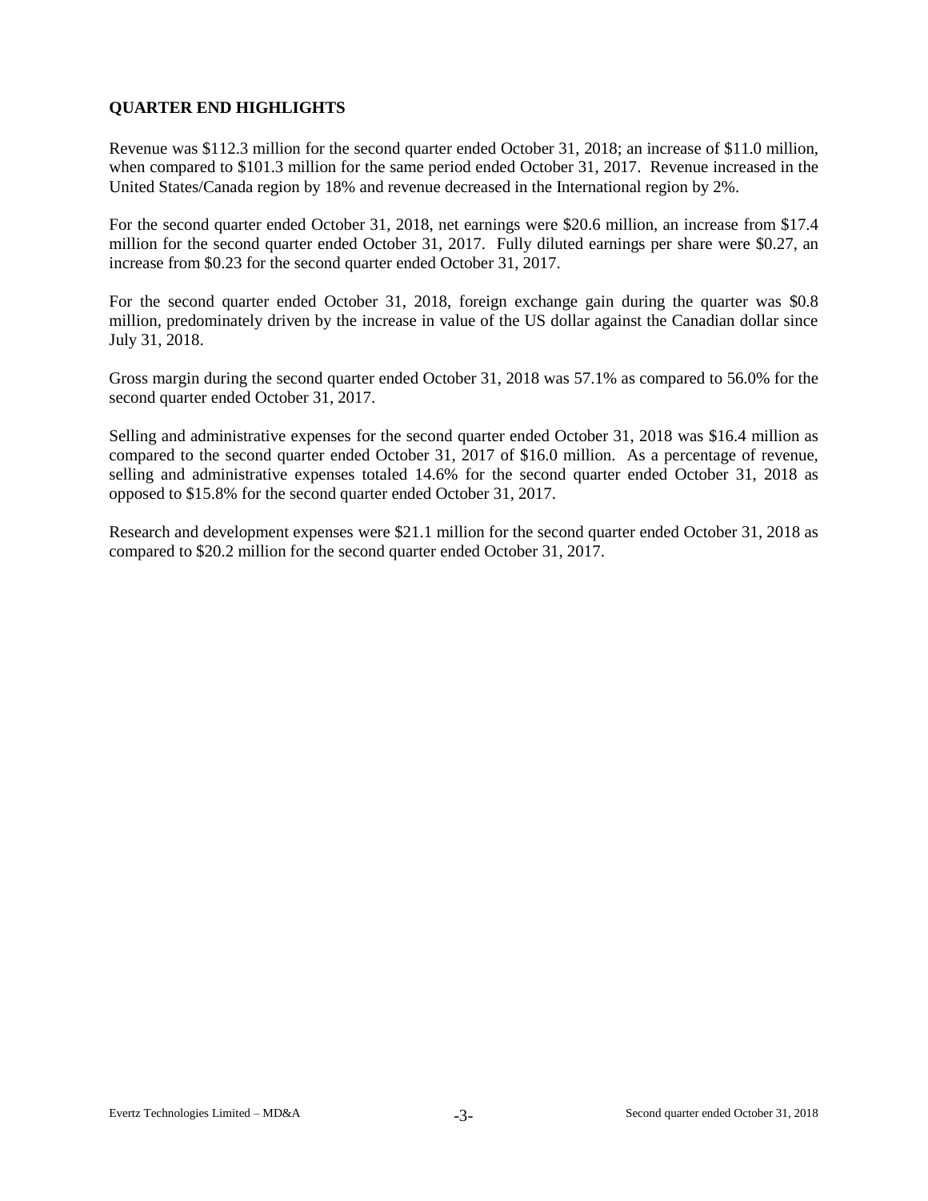## QUARTER END HIGHLIGHTS

Revenue was $112.3 million for the second quarter ended October 31, 2018; an increase of $11.0 million, when compared to $101.3 million for the same period ended October 31, 2017. Revenue increased in the United States/Canada region by 18% and revenue decreased in the International region by 2%.

For the second quarter ended October 31, 2018, net earnings were $20.6 million, an increase from $17.4 million for the second quarter ended October 31, 2017. Fully diluted earnings per share were $0.27, an increase from $0.23 for the second quarter ended October 31, 2017.

For the second quarter ended October 31, 2018, foreign exchange gain during the quarter was $0.8 million, predominately driven by the increase in value of the US dollar against the Canadian dollar since July 31, 2018.

Gross margin during the second quarter ended October 31, 2018 was 57.1% as compared to 56.0% for the second quarter ended October 31, 2017.

Selling and administrative expenses for the second quarter ended October 31, 2018 was $16.4 million as compared to the second quarter ended October 31, 2017 of $16.0 million. As a percentage of revenue, selling and administrative expenses totaled 14.6% for the second quarter ended October 31, 2018 as opposed to $15.8% for the second quarter ended October 31, 2017.

Research and development expenses were $21.1 million for the second quarter ended October 31, 2018 as compared to $20.2 million for the second quarter ended October 31, 2017.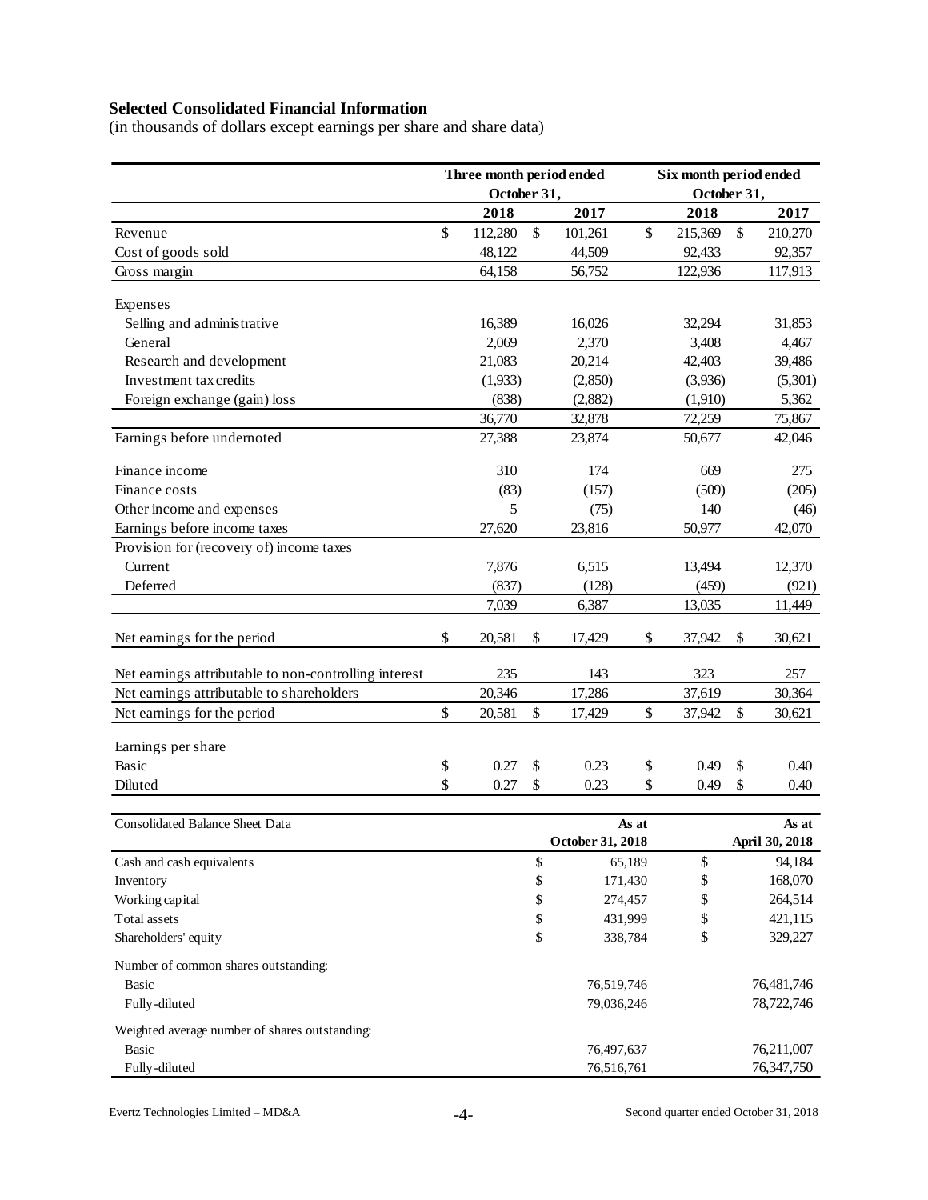**Selected Consolidated Financial Information**

(in thousands of dollars except earnings per share and share data)

| | Three month period ended October 31, | | Six month period ended October 31, | |
|---|---|---|---|---|
| | 2018 | 2017 | 2018 | 2017 |
| Revenue | $ 112,280 | $ 101,261 | $ 215,369 | $ 210,270 |
| Cost of goods sold | 48,122 | 44,509 | 92,433 | 92,357 |
| Gross margin | 64,158 | 56,752 | 122,936 | 117,913 |
| Expenses | | | | |
| Selling and administrative | 16,389 | 16,026 | 32,294 | 31,853 |
| General | 2,069 | 2,370 | 3,408 | 4,467 |
| Research and development | 21,083 | 20,214 | 42,403 | 39,486 |
| Investment tax credits | (1,933) | (2,850) | (3,936) | (5,301) |
| Foreign exchange (gain) loss | (838) | (2,882) | (1,910) | 5,362 |
| | 36,770 | 32,878 | 72,259 | 75,867 |
| Earnings before undernoted | 27,388 | 23,874 | 50,677 | 42,046 |
| Finance income | 310 | 174 | 669 | 275 |
| Finance costs | (83) | (157) | (509) | (205) |
| Other income and expenses | 5 | (75) | 140 | (46) |
| Earnings before income taxes | 27,620 | 23,816 | 50,977 | 42,070 |
| Provision for (recovery of) income taxes | | | | |
| Current | 7,876 | 6,515 | 13,494 | 12,370 |
| Deferred | (837) | (128) | (459) | (921) |
| | 7,039 | 6,387 | 13,035 | 11,449 |
| Net earnings for the period | $ 20,581 | $ 17,429 | $ 37,942 | $ 30,621 |
| Net earnings attributable to non-controlling interest | 235 | 143 | 323 | 257 |
| Net earnings attributable to shareholders | 20,346 | 17,286 | 37,619 | 30,364 |
| Net earnings for the period | $ 20,581 | $ 17,429 | $ 37,942 | $ 30,621 |
| Earnings per share | | | | |
| Basic | $ 0.27 | $ 0.23 | $ 0.49 | $ 0.40 |
| Diluted | $ 0.27 | $ 0.23 | $ 0.49 | $ 0.40 |

| Consolidated Balance Sheet Data | As at October 31, 2018 | As at April 30, 2018 |
|---|---|---|
| Cash and cash equivalents | $ 65,189 | $ 94,184 |
| Inventory | $ 171,430 | $ 168,070 |
| Working capital | $ 274,457 | $ 264,514 |
| Total assets | $ 431,999 | $ 421,115 |
| Shareholders' equity | $ 338,784 | $ 329,227 |
| Number of common shares outstanding: | | |
| Basic | 76,519,746 | 76,481,746 |
| Fully-diluted | 79,036,246 | 78,722,746 |
| Weighted average number of shares outstanding: | | |
| Basic | 76,497,637 | 76,211,007 |
| Fully-diluted | 76,516,761 | 76,347,750 |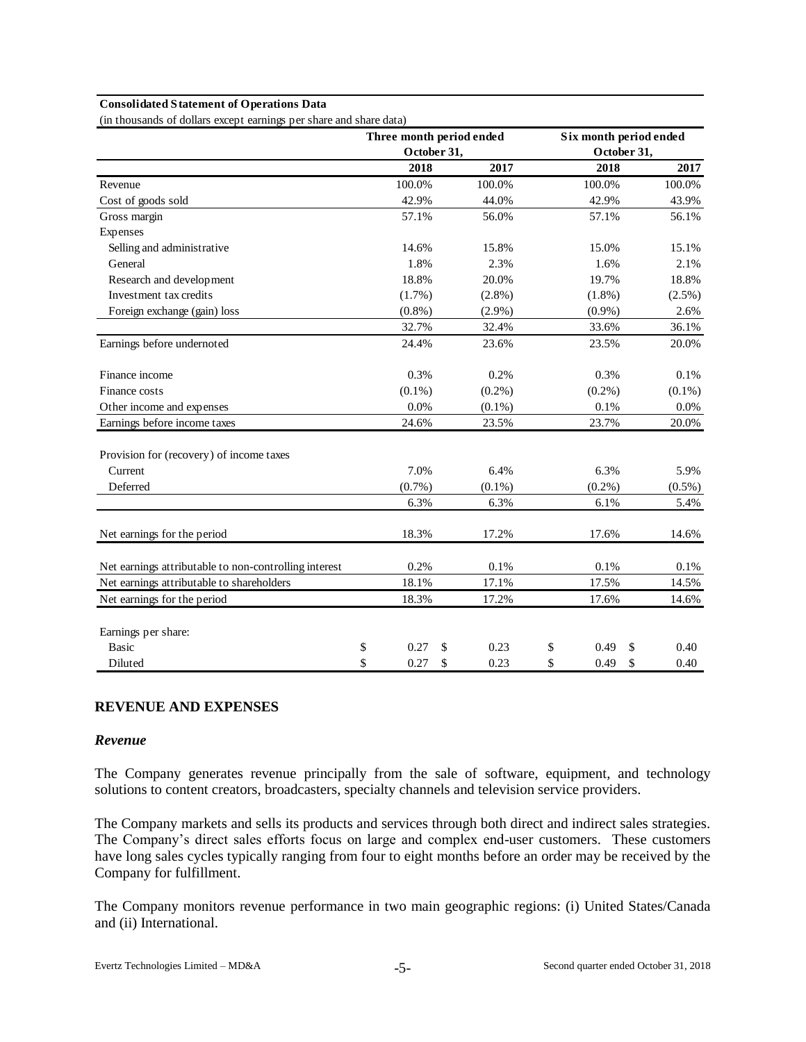**Consolidated Statement of Operations Data**

(in thousands of dollars except earnings per share and share data)

| | Three month period ended October 31, | | Six month period ended October 31, | |
|---|---|---|---|---|
| | 2018 | 2017 | 2018 | 2017 |
| Revenue | 100.0% | 100.0% | 100.0% | 100.0% |
| Cost of goods sold | 42.9% | 44.0% | 42.9% | 43.9% |
| Gross margin | 57.1% | 56.0% | 57.1% | 56.1% |
| Expenses | | | | |
| Selling and administrative | 14.6% | 15.8% | 15.0% | 15.1% |
| General | 1.8% | 2.3% | 1.6% | 2.1% |
| Research and development | 18.8% | 20.0% | 19.7% | 18.8% |
| Investment tax credits | (1.7%) | (2.8%) | (1.8%) | (2.5%) |
| Foreign exchange (gain) loss | (0.8%) | (2.9%) | (0.9%) | 2.6% |
| | 32.7% | 32.4% | 33.6% | 36.1% |
| Earnings before undernoted | 24.4% | 23.6% | 23.5% | 20.0% |
| Finance income | 0.3% | 0.2% | 0.3% | 0.1% |
| Finance costs | (0.1%) | (0.2%) | (0.2%) | (0.1%) |
| Other income and expenses | 0.0% | (0.1%) | 0.1% | 0.0% |
| Earnings before income taxes | 24.6% | 23.5% | 23.7% | 20.0% |
| Provision for (recovery) of income taxes | | | | |
| Current | 7.0% | 6.4% | 6.3% | 5.9% |
| Deferred | (0.7%) | (0.1%) | (0.2%) | (0.5%) |
| | 6.3% | 6.3% | 6.1% | 5.4% |
| Net earnings for the period | 18.3% | 17.2% | 17.6% | 14.6% |
| Net earnings attributable to non-controlling interest | 0.2% | 0.1% | 0.1% | 0.1% |
| Net earnings attributable to shareholders | 18.1% | 17.1% | 17.5% | 14.5% |
| Net earnings for the period | 18.3% | 17.2% | 17.6% | 14.6% |
| Earnings per share: | | | | |
| Basic | $ 0.27 | $ 0.23 | $ 0.49 | $ 0.40 |
| Diluted | $ 0.27 | $ 0.23 | $ 0.49 | $ 0.40 |

## REVENUE AND EXPENSES

### *Revenue*

The Company generates revenue principally from the sale of software, equipment, and technology solutions to content creators, broadcasters, specialty channels and television service providers.

The Company markets and sells its products and services through both direct and indirect sales strategies. The Company's direct sales efforts focus on large and complex end-user customers. These customers have long sales cycles typically ranging from four to eight months before an order may be received by the Company for fulfillment.

The Company monitors revenue performance in two main geographic regions: (i) United States/Canada and (ii) International.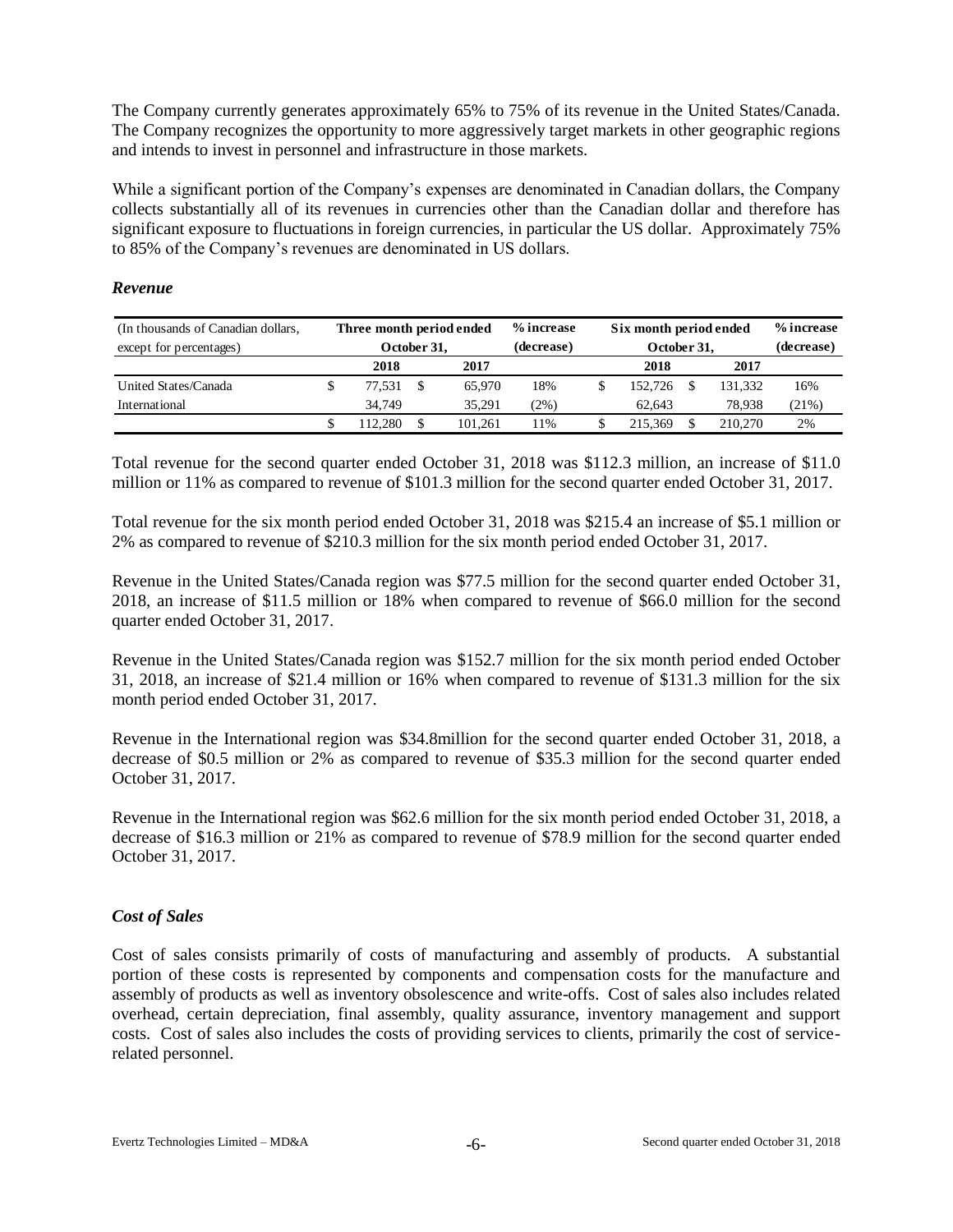The Company currently generates approximately 65% to 75% of its revenue in the United States/Canada. The Company recognizes the opportunity to more aggressively target markets in other geographic regions and intends to invest in personnel and infrastructure in those markets.

While a significant portion of the Company's expenses are denominated in Canadian dollars, the Company collects substantially all of its revenues in currencies other than the Canadian dollar and therefore has significant exposure to fluctuations in foreign currencies, in particular the US dollar. Approximately 75% to 85% of the Company's revenues are denominated in US dollars.

### *Revenue*

| (In thousands of Canadian dollars, except for percentages) | Three month period ended October 31, | | % increase (decrease) | Six month period ended October 31, | | % increase (decrease) |
|---|---|---|---|---|---|---|
| | 2018 | 2017 | | 2018 | 2017 | |
| United States/Canada | $ 77,531 | $ 65,970 | 18% | $ 152,726 | $ 131,332 | 16% |
| International | 34,749 | 35,291 | (2%) | 62,643 | 78,938 | (21%) |
| | $ 112,280 | $ 101,261 | 11% | $ 215,369 | $ 210,270 | 2% |

Total revenue for the second quarter ended October 31, 2018 was $112.3 million, an increase of $11.0 million or 11% as compared to revenue of $101.3 million for the second quarter ended October 31, 2017.

Total revenue for the six month period ended October 31, 2018 was $215.4 an increase of $5.1 million or 2% as compared to revenue of $210.3 million for the six month period ended October 31, 2017.

Revenue in the United States/Canada region was $77.5 million for the second quarter ended October 31, 2018, an increase of $11.5 million or 18% when compared to revenue of $66.0 million for the second quarter ended October 31, 2017.

Revenue in the United States/Canada region was $152.7 million for the six month period ended October 31, 2018, an increase of $21.4 million or 16% when compared to revenue of $131.3 million for the six month period ended October 31, 2017.

Revenue in the International region was $34.8million for the second quarter ended October 31, 2018, a decrease of $0.5 million or 2% as compared to revenue of $35.3 million for the second quarter ended October 31, 2017.

Revenue in the International region was $62.6 million for the six month period ended October 31, 2018, a decrease of $16.3 million or 21% as compared to revenue of $78.9 million for the second quarter ended October 31, 2017.

### *Cost of Sales*

Cost of sales consists primarily of costs of manufacturing and assembly of products. A substantial portion of these costs is represented by components and compensation costs for the manufacture and assembly of products as well as inventory obsolescence and write-offs. Cost of sales also includes related overhead, certain depreciation, final assembly, quality assurance, inventory management and support costs. Cost of sales also includes the costs of providing services to clients, primarily the cost of service-related personnel.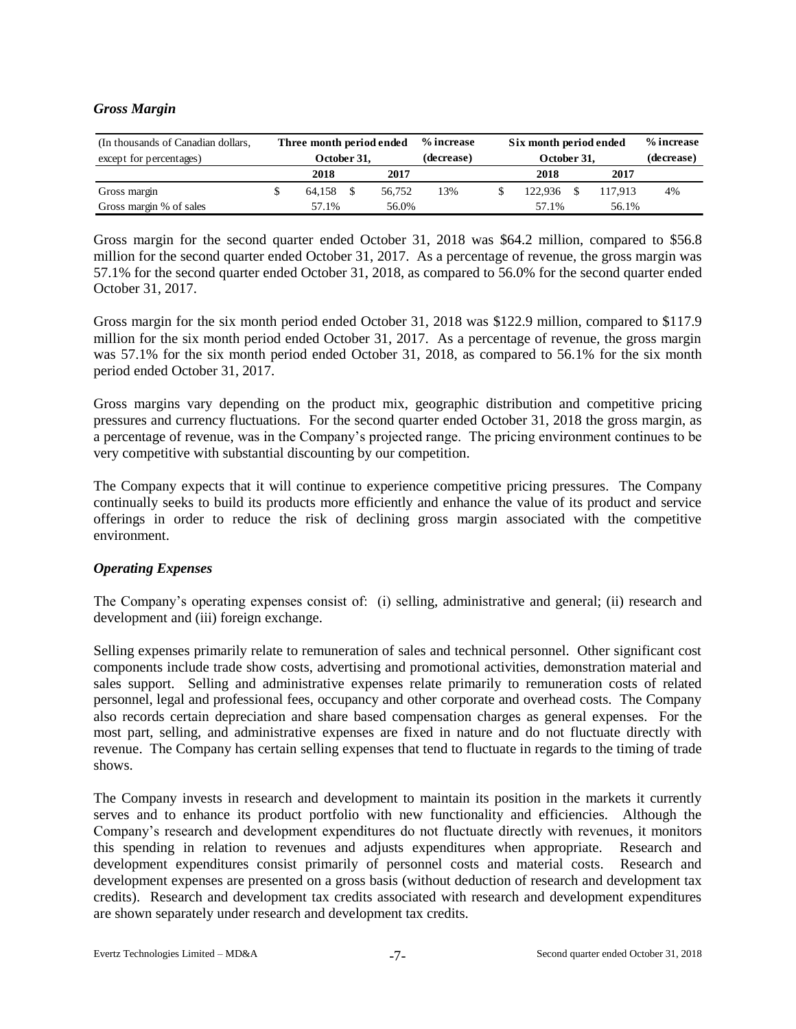### *Gross Margin*

| (In thousands of Canadian dollars, except for percentages) | Three month period ended October 31, | | % increase (decrease) | Six month period ended October 31, | | % increase (decrease) |
|---|---|---|---|---|---|---|
| | 2018 | 2017 | | 2018 | 2017 | |
| Gross margin | $ 64,158 | $ 56,752 | 13% | $ 122,936 | $ 117,913 | 4% |
| Gross margin % of sales | 57.1% | 56.0% | | 57.1% | 56.1% | |

Gross margin for the second quarter ended October 31, 2018 was $64.2 million, compared to $56.8 million for the second quarter ended October 31, 2017. As a percentage of revenue, the gross margin was 57.1% for the second quarter ended October 31, 2018, as compared to 56.0% for the second quarter ended October 31, 2017.

Gross margin for the six month period ended October 31, 2018 was $122.9 million, compared to $117.9 million for the six month period ended October 31, 2017. As a percentage of revenue, the gross margin was 57.1% for the six month period ended October 31, 2018, as compared to 56.1% for the six month period ended October 31, 2017.

Gross margins vary depending on the product mix, geographic distribution and competitive pricing pressures and currency fluctuations. For the second quarter ended October 31, 2018 the gross margin, as a percentage of revenue, was in the Company's projected range. The pricing environment continues to be very competitive with substantial discounting by our competition.

The Company expects that it will continue to experience competitive pricing pressures. The Company continually seeks to build its products more efficiently and enhance the value of its product and service offerings in order to reduce the risk of declining gross margin associated with the competitive environment.

### *Operating Expenses*

The Company's operating expenses consist of: (i) selling, administrative and general; (ii) research and development and (iii) foreign exchange.

Selling expenses primarily relate to remuneration of sales and technical personnel. Other significant cost components include trade show costs, advertising and promotional activities, demonstration material and sales support. Selling and administrative expenses relate primarily to remuneration costs of related personnel, legal and professional fees, occupancy and other corporate and overhead costs. The Company also records certain depreciation and share based compensation charges as general expenses. For the most part, selling, and administrative expenses are fixed in nature and do not fluctuate directly with revenue. The Company has certain selling expenses that tend to fluctuate in regards to the timing of trade shows.

The Company invests in research and development to maintain its position in the markets it currently serves and to enhance its product portfolio with new functionality and efficiencies. Although the Company's research and development expenditures do not fluctuate directly with revenues, it monitors this spending in relation to revenues and adjusts expenditures when appropriate. Research and development expenditures consist primarily of personnel costs and material costs. Research and development expenses are presented on a gross basis (without deduction of research and development tax credits). Research and development tax credits associated with research and development expenditures are shown separately under research and development tax credits.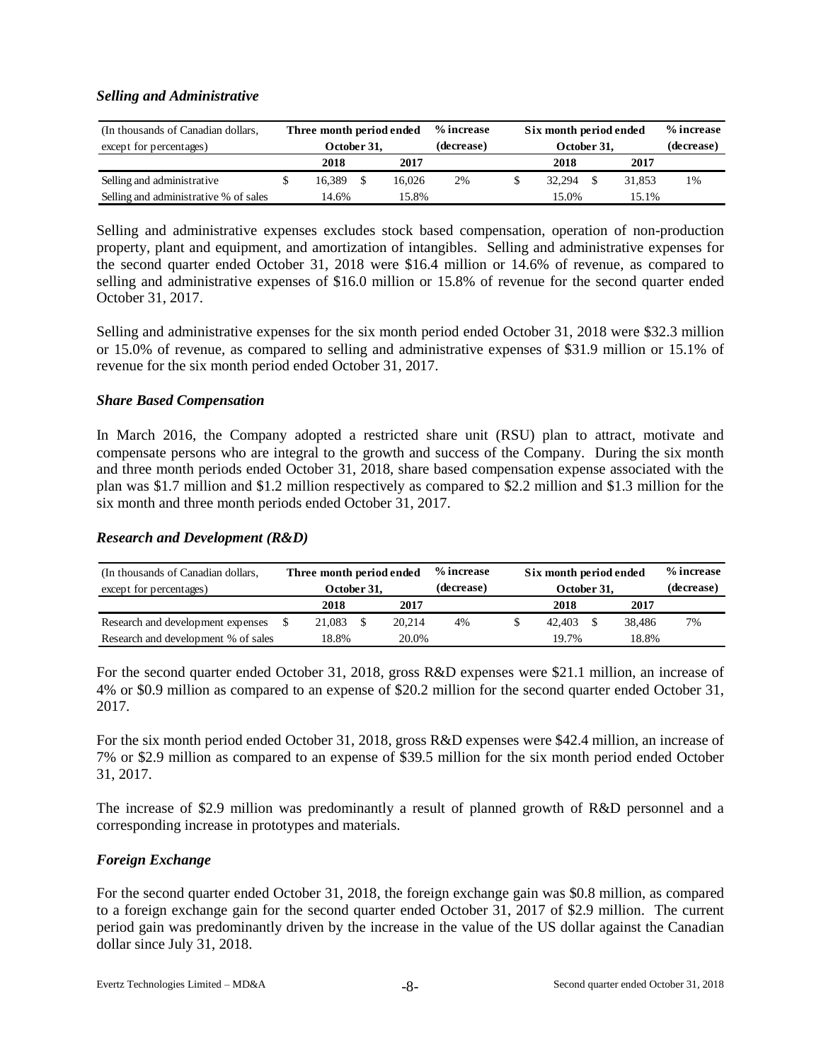### *Selling and Administrative*

| (In thousands of Canadian dollars, except for percentages) | Three month period ended October 31, | | % increase (decrease) | Six month period ended October 31, | | % increase (decrease) |
|---|---|---|---|---|---|---|
| | 2018 | 2017 | | 2018 | 2017 | |
| Selling and administrative | $ 16,389 | $ 16,026 | 2% | $ 32,294 | $ 31,853 | 1% |
| Selling and administrative % of sales | 14.6% | 15.8% | | 15.0% | 15.1% | |

Selling and administrative expenses excludes stock based compensation, operation of non-production property, plant and equipment, and amortization of intangibles. Selling and administrative expenses for the second quarter ended October 31, 2018 were $16.4 million or 14.6% of revenue, as compared to selling and administrative expenses of $16.0 million or 15.8% of revenue for the second quarter ended October 31, 2017.

Selling and administrative expenses for the six month period ended October 31, 2018 were $32.3 million or 15.0% of revenue, as compared to selling and administrative expenses of $31.9 million or 15.1% of revenue for the six month period ended October 31, 2017.

### *Share Based Compensation*

In March 2016, the Company adopted a restricted share unit (RSU) plan to attract, motivate and compensate persons who are integral to the growth and success of the Company. During the six month and three month periods ended October 31, 2018, share based compensation expense associated with the plan was $1.7 million and $1.2 million respectively as compared to $2.2 million and $1.3 million for the six month and three month periods ended October 31, 2017.

### *Research and Development (R&D)*

| (In thousands of Canadian dollars, except for percentages) | Three month period ended October 31, | | % increase (decrease) | Six month period ended October 31, | | % increase (decrease) |
|---|---|---|---|---|---|---|
| | 2018 | 2017 | | 2018 | 2017 | |
| Research and development expenses | $ 21,083 | $ 20,214 | 4% | $ 42,403 | $ 38,486 | 7% |
| Research and development % of sales | 18.8% | 20.0% | | 19.7% | 18.8% | |

For the second quarter ended October 31, 2018, gross R&D expenses were $21.1 million, an increase of 4% or $0.9 million as compared to an expense of $20.2 million for the second quarter ended October 31, 2017.

For the six month period ended October 31, 2018, gross R&D expenses were $42.4 million, an increase of 7% or $2.9 million as compared to an expense of $39.5 million for the six month period ended October 31, 2017.

The increase of $2.9 million was predominantly a result of planned growth of R&D personnel and a corresponding increase in prototypes and materials.

### *Foreign Exchange*

For the second quarter ended October 31, 2018, the foreign exchange gain was $0.8 million, as compared to a foreign exchange gain for the second quarter ended October 31, 2017 of $2.9 million. The current period gain was predominantly driven by the increase in the value of the US dollar against the Canadian dollar since July 31, 2018.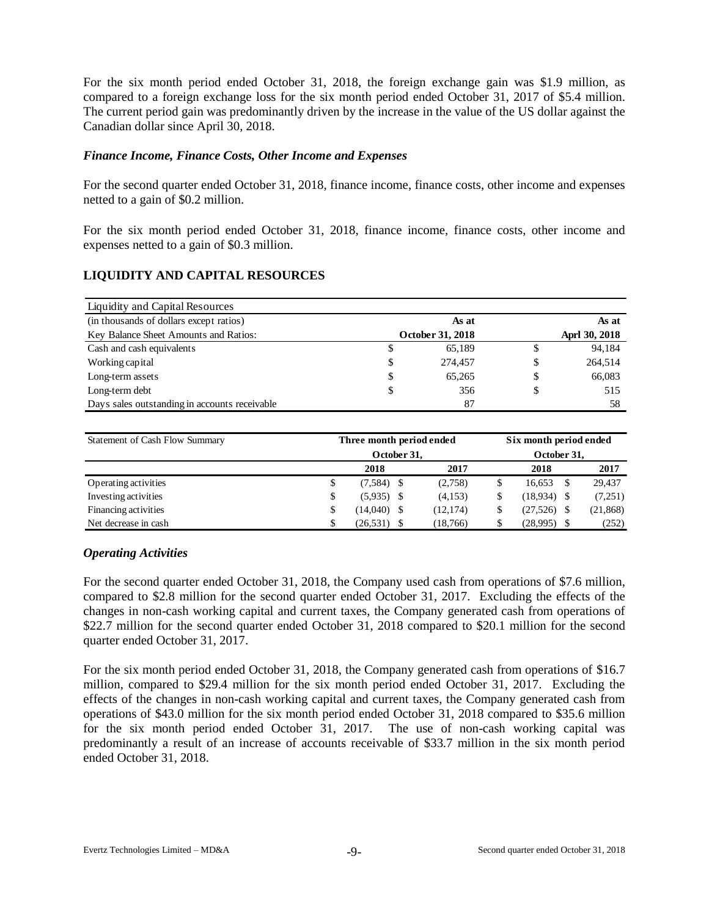For the six month period ended October 31, 2018, the foreign exchange gain was $1.9 million, as compared to a foreign exchange loss for the six month period ended October 31, 2017 of $5.4 million. The current period gain was predominantly driven by the increase in the value of the US dollar against the Canadian dollar since April 30, 2018.

### *Finance Income, Finance Costs, Other Income and Expenses*

For the second quarter ended October 31, 2018, finance income, finance costs, other income and expenses netted to a gain of $0.2 million.

For the six month period ended October 31, 2018, finance income, finance costs, other income and expenses netted to a gain of $0.3 million.

## LIQUIDITY AND CAPITAL RESOURCES

| Liquidity and Capital Resources | | |
|---|---|---|
| (in thousands of dollars except ratios) | **As at** | **As at** |
| Key Balance Sheet Amounts and Ratios: | **October 31, 2018** | **Aprl 30, 2018** |
| Cash and cash equivalents | $ 65,189 | $ 94,184 |
| Working capital | $ 274,457 | $ 264,514 |
| Long-term assets | $ 65,265 | $ 66,083 |
| Long-term debt | $ 356 | $ 515 |
| Days sales outstanding in accounts receivable | 87 | 58 |

| Statement of Cash Flow Summary | **Three month period ended October 31,** | | **Six month period ended October 31,** | |
|---|---|---|---|---|
| | **2018** | **2017** | **2018** | **2017** |
| Operating activities | $ (7,584) | $ (2,758) | $ 16,653 | $ 29,437 |
| Investing activities | $ (5,935) | $ (4,153) | $ (18,934) | $ (7,251) |
| Financing activities | $ (14,040) | $ (12,174) | $ (27,526) | $ (21,868) |
| Net decrease in cash | $ (26,531) | $ (18,766) | $ (28,995) | $ (252) |

### *Operating Activities*

For the second quarter ended October 31, 2018, the Company used cash from operations of $7.6 million, compared to $2.8 million for the second quarter ended October 31, 2017. Excluding the effects of the changes in non-cash working capital and current taxes, the Company generated cash from operations of $22.7 million for the second quarter ended October 31, 2018 compared to $20.1 million for the second quarter ended October 31, 2017.

For the six month period ended October 31, 2018, the Company generated cash from operations of $16.7 million, compared to $29.4 million for the six month period ended October 31, 2017. Excluding the effects of the changes in non-cash working capital and current taxes, the Company generated cash from operations of $43.0 million for the six month period ended October 31, 2018 compared to $35.6 million for the six month period ended October 31, 2017. The use of non-cash working capital was predominantly a result of an increase of accounts receivable of $33.7 million in the six month period ended October 31, 2018.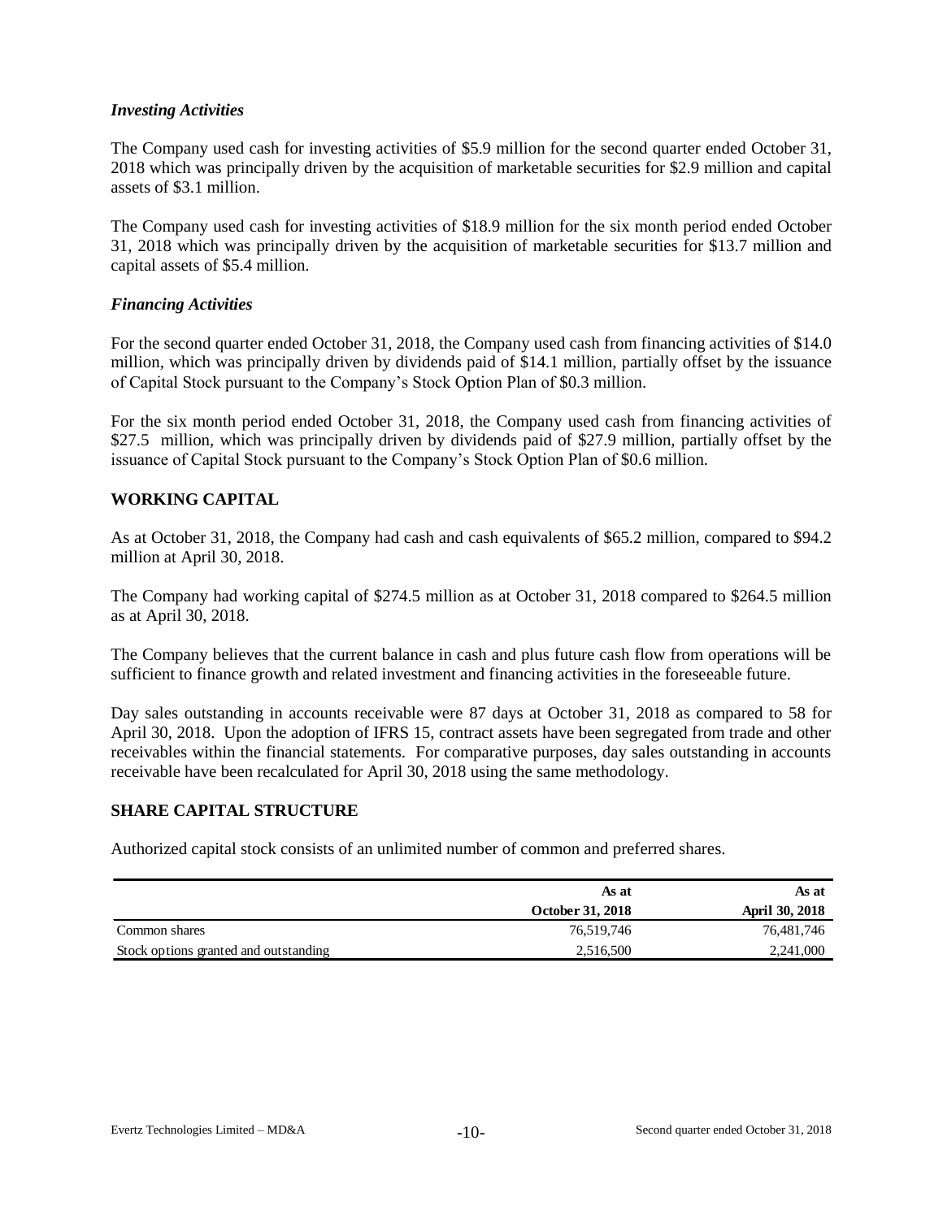### *Investing Activities*

The Company used cash for investing activities of $5.9 million for the second quarter ended October 31, 2018 which was principally driven by the acquisition of marketable securities for $2.9 million and capital assets of $3.1 million.

The Company used cash for investing activities of $18.9 million for the six month period ended October 31, 2018 which was principally driven by the acquisition of marketable securities for $13.7 million and capital assets of $5.4 million.

### *Financing Activities*

For the second quarter ended October 31, 2018, the Company used cash from financing activities of $14.0 million, which was principally driven by dividends paid of $14.1 million, partially offset by the issuance of Capital Stock pursuant to the Company's Stock Option Plan of $0.3 million.

For the six month period ended October 31, 2018, the Company used cash from financing activities of $27.5 million, which was principally driven by dividends paid of $27.9 million, partially offset by the issuance of Capital Stock pursuant to the Company's Stock Option Plan of $0.6 million.

## WORKING CAPITAL

As at October 31, 2018, the Company had cash and cash equivalents of $65.2 million, compared to $94.2 million at April 30, 2018.

The Company had working capital of $274.5 million as at October 31, 2018 compared to $264.5 million as at April 30, 2018.

The Company believes that the current balance in cash and plus future cash flow from operations will be sufficient to finance growth and related investment and financing activities in the foreseeable future.

Day sales outstanding in accounts receivable were 87 days at October 31, 2018 as compared to 58 for April 30, 2018. Upon the adoption of IFRS 15, contract assets have been segregated from trade and other receivables within the financial statements. For comparative purposes, day sales outstanding in accounts receivable have been recalculated for April 30, 2018 using the same methodology.

## SHARE CAPITAL STRUCTURE

Authorized capital stock consists of an unlimited number of common and preferred shares.

| | As at October 31, 2018 | As at April 30, 2018 |
|---|---|---|
| Common shares | 76,519,746 | 76,481,746 |
| Stock options granted and outstanding | 2,516,500 | 2,241,000 |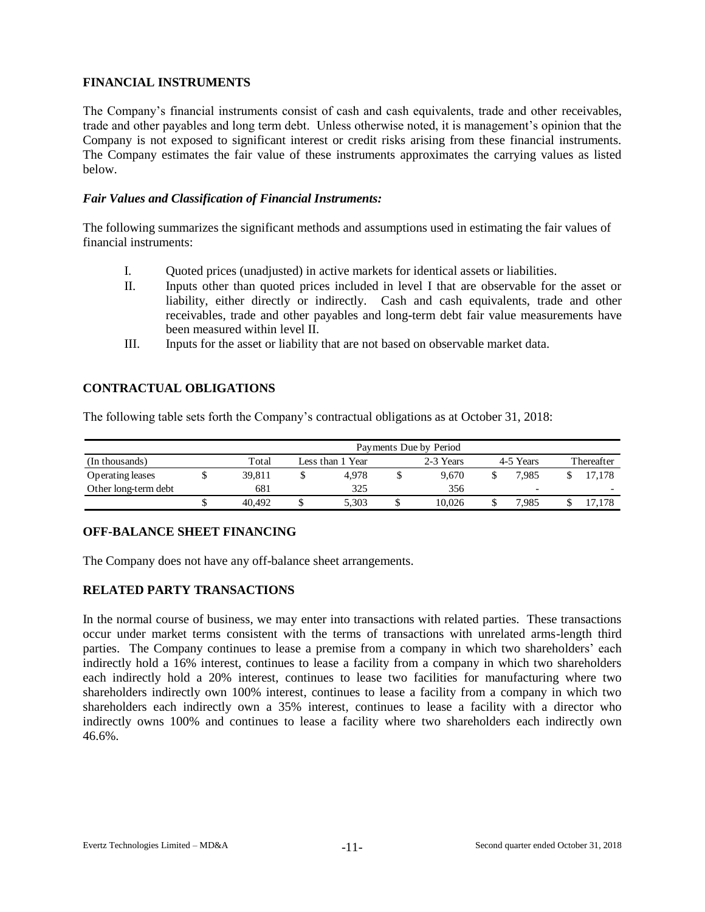## FINANCIAL INSTRUMENTS

The Company's financial instruments consist of cash and cash equivalents, trade and other receivables, trade and other payables and long term debt. Unless otherwise noted, it is management's opinion that the Company is not exposed to significant interest or credit risks arising from these financial instruments. The Company estimates the fair value of these instruments approximates the carrying values as listed below.

### *Fair Values and Classification of Financial Instruments:*

The following summarizes the significant methods and assumptions used in estimating the fair values of financial instruments:

I. Quoted prices (unadjusted) in active markets for identical assets or liabilities.
II. Inputs other than quoted prices included in level I that are observable for the asset or liability, either directly or indirectly. Cash and cash equivalents, trade and other receivables, trade and other payables and long-term debt fair value measurements have been measured within level II.
III. Inputs for the asset or liability that are not based on observable market data.

## CONTRACTUAL OBLIGATIONS

The following table sets forth the Company's contractual obligations as at October 31, 2018:

| | Payments Due by Period | | | | |
|---|---|---|---|---|---|
| (In thousands) | Total | Less than 1 Year | 2-3 Years | 4-5 Years | Thereafter |
| Operating leases | $ 39,811 | $ 4,978 | $ 9,670 | $ 7,985 | $ 17,178 |
| Other long-term debt | 681 | 325 | 356 | - | - |
| | $ 40,492 | $ 5,303 | $ 10,026 | $ 7,985 | $ 17,178 |

## OFF-BALANCE SHEET FINANCING

The Company does not have any off-balance sheet arrangements.

## RELATED PARTY TRANSACTIONS

In the normal course of business, we may enter into transactions with related parties. These transactions occur under market terms consistent with the terms of transactions with unrelated arms-length third parties. The Company continues to lease a premise from a company in which two shareholders' each indirectly hold a 16% interest, continues to lease a facility from a company in which two shareholders each indirectly hold a 20% interest, continues to lease two facilities for manufacturing where two shareholders indirectly own 100% interest, continues to lease a facility from a company in which two shareholders each indirectly own a 35% interest, continues to lease a facility with a director who indirectly owns 100% and continues to lease a facility where two shareholders each indirectly own 46.6%.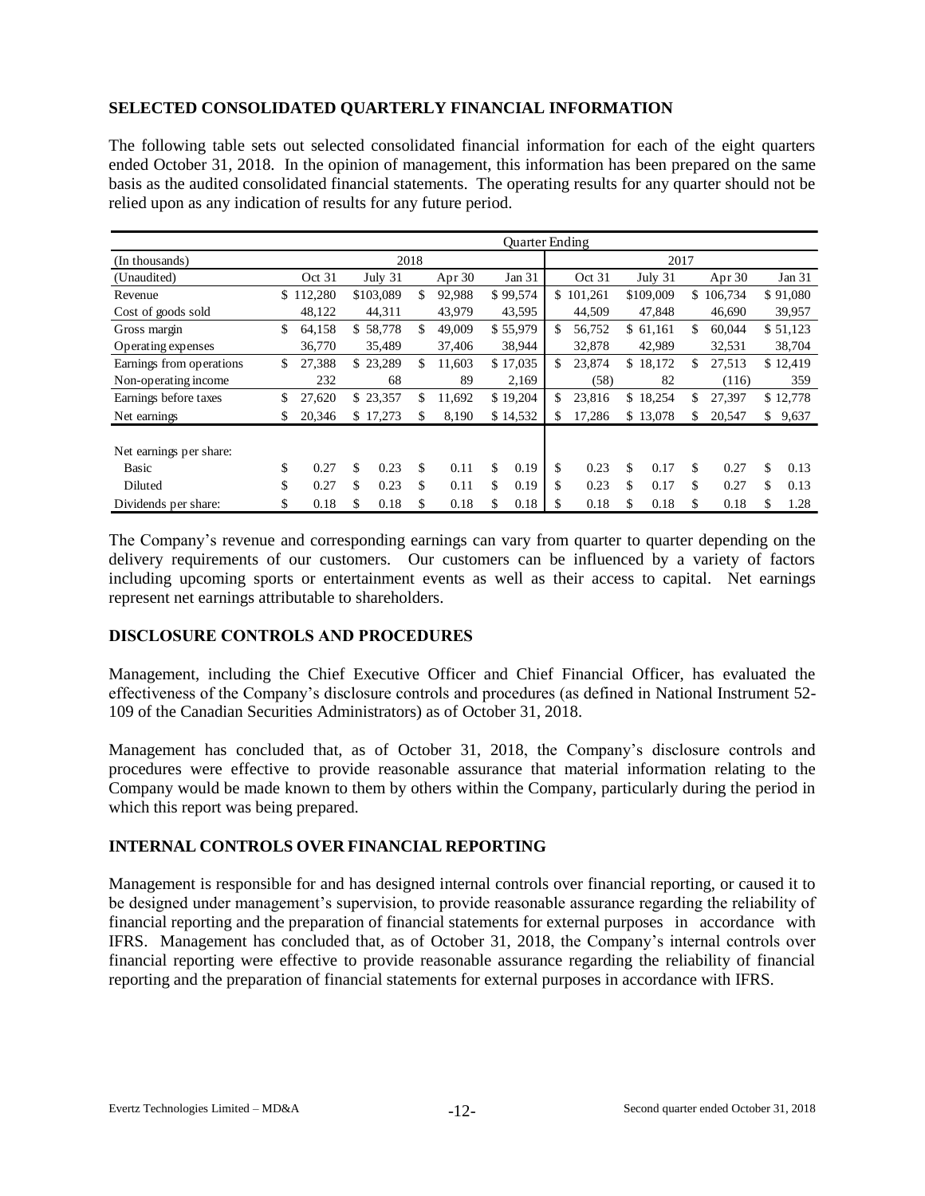## SELECTED CONSOLIDATED QUARTERLY FINANCIAL INFORMATION

The following table sets out selected consolidated financial information for each of the eight quarters ended October 31, 2018. In the opinion of management, this information has been prepared on the same basis as the audited consolidated financial statements. The operating results for any quarter should not be relied upon as any indication of results for any future period.

| | Quarter Ending | | | | | | | |
|---|---|---|---|---|---|---|---|---|
| (In thousands) | 2018 | | | | 2017 | | | |
| (Unaudited) | Oct 31 | July 31 | Apr 30 | Jan 31 | Oct 31 | July 31 | Apr 30 | Jan 31 |
| Revenue | $ 112,280 | $103,089 | $ 92,988 | $ 99,574 | $ 101,261 | $109,009 | $ 106,734 | $ 91,080 |
| Cost of goods sold | 48,122 | 44,311 | 43,979 | 43,595 | 44,509 | 47,848 | 46,690 | 39,957 |
| Gross margin | $ 64,158 | $ 58,778 | $ 49,009 | $ 55,979 | $ 56,752 | $ 61,161 | $ 60,044 | $ 51,123 |
| Operating expenses | 36,770 | 35,489 | 37,406 | 38,944 | 32,878 | 42,989 | 32,531 | 38,704 |
| Earnings from operations | $ 27,388 | $ 23,289 | $ 11,603 | $ 17,035 | $ 23,874 | $ 18,172 | $ 27,513 | $ 12,419 |
| Non-operating income | 232 | 68 | 89 | 2,169 | (58) | 82 | (116) | 359 |
| Earnings before taxes | $ 27,620 | $ 23,357 | $ 11,692 | $ 19,204 | $ 23,816 | $ 18,254 | $ 27,397 | $ 12,778 |
| Net earnings | $ 20,346 | $ 17,273 | $ 8,190 | $ 14,532 | $ 17,286 | $ 13,078 | $ 20,547 | $ 9,637 |
| Net earnings per share: | | | | | | | | |
| Basic | $ 0.27 | $ 0.23 | $ 0.11 | $ 0.19 | $ 0.23 | $ 0.17 | $ 0.27 | $ 0.13 |
| Diluted | $ 0.27 | $ 0.23 | $ 0.11 | $ 0.19 | $ 0.23 | $ 0.17 | $ 0.27 | $ 0.13 |
| Dividends per share: | $ 0.18 | $ 0.18 | $ 0.18 | $ 0.18 | $ 0.18 | $ 0.18 | $ 0.18 | $ 1.28 |

The Company's revenue and corresponding earnings can vary from quarter to quarter depending on the delivery requirements of our customers. Our customers can be influenced by a variety of factors including upcoming sports or entertainment events as well as their access to capital. Net earnings represent net earnings attributable to shareholders.

## DISCLOSURE CONTROLS AND PROCEDURES

Management, including the Chief Executive Officer and Chief Financial Officer, has evaluated the effectiveness of the Company's disclosure controls and procedures (as defined in National Instrument 52-109 of the Canadian Securities Administrators) as of October 31, 2018.

Management has concluded that, as of October 31, 2018, the Company's disclosure controls and procedures were effective to provide reasonable assurance that material information relating to the Company would be made known to them by others within the Company, particularly during the period in which this report was being prepared.

## INTERNAL CONTROLS OVER FINANCIAL REPORTING

Management is responsible for and has designed internal controls over financial reporting, or caused it to be designed under management's supervision, to provide reasonable assurance regarding the reliability of financial reporting and the preparation of financial statements for external purposes in accordance with IFRS. Management has concluded that, as of October 31, 2018, the Company's internal controls over financial reporting were effective to provide reasonable assurance regarding the reliability of financial reporting and the preparation of financial statements for external purposes in accordance with IFRS.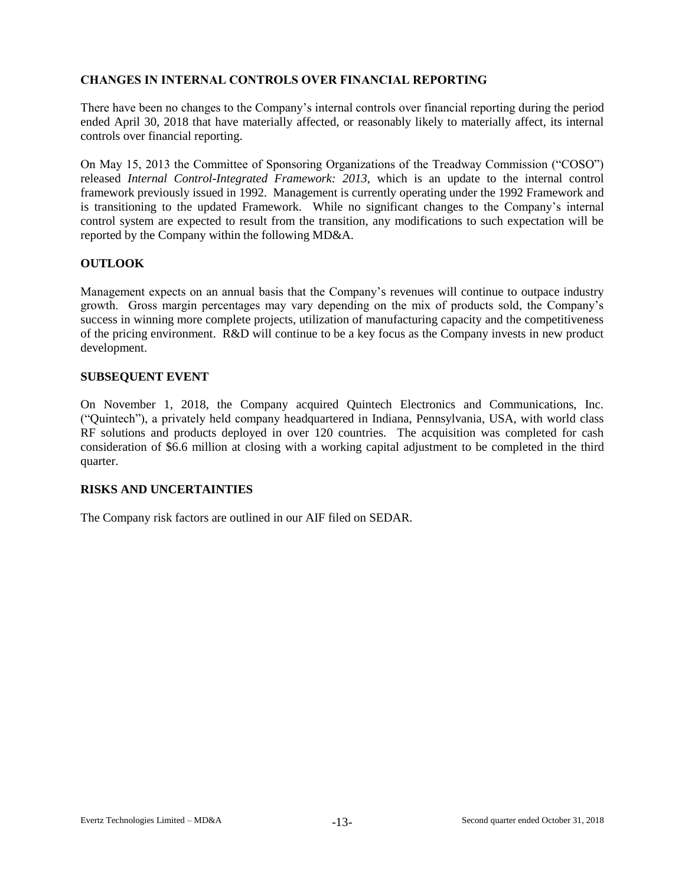## CHANGES IN INTERNAL CONTROLS OVER FINANCIAL REPORTING

There have been no changes to the Company's internal controls over financial reporting during the period ended April 30, 2018 that have materially affected, or reasonably likely to materially affect, its internal controls over financial reporting.

On May 15, 2013 the Committee of Sponsoring Organizations of the Treadway Commission ("COSO") released *Internal Control-Integrated Framework: 2013,* which is an update to the internal control framework previously issued in 1992. Management is currently operating under the 1992 Framework and is transitioning to the updated Framework. While no significant changes to the Company's internal control system are expected to result from the transition, any modifications to such expectation will be reported by the Company within the following MD&A.

## OUTLOOK

Management expects on an annual basis that the Company's revenues will continue to outpace industry growth. Gross margin percentages may vary depending on the mix of products sold, the Company's success in winning more complete projects, utilization of manufacturing capacity and the competitiveness of the pricing environment. R&D will continue to be a key focus as the Company invests in new product development.

## SUBSEQUENT EVENT

On November 1, 2018, the Company acquired Quintech Electronics and Communications, Inc. ("Quintech"), a privately held company headquartered in Indiana, Pennsylvania, USA, with world class RF solutions and products deployed in over 120 countries. The acquisition was completed for cash consideration of $6.6 million at closing with a working capital adjustment to be completed in the third quarter.

## RISKS AND UNCERTAINTIES

The Company risk factors are outlined in our AIF filed on SEDAR.